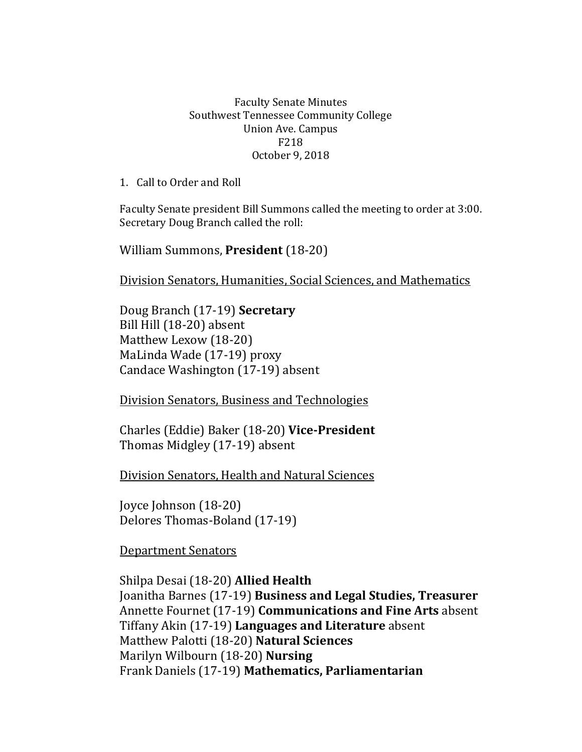Faculty Senate Minutes
Southwest Tennessee Community College
Union Ave. Campus
F218
October 9, 2018

1. Call to Order and Roll

Faculty Senate president Bill Summons called the meeting to order at 3:00. Secretary Doug Branch called the roll:

William Summons, **President** (18-20)

<u>Division Senators, Humanities, Social Sciences, and Mathematics</u>

Doug Branch (17-19) **Secretary**
Bill Hill (18-20) absent
Matthew Lexow (18-20)
MaLinda Wade (17-19) proxy
Candace Washington (17-19) absent

<u>Division Senators, Business and Technologies</u>

Charles (Eddie) Baker (18-20) **Vice-President**
Thomas Midgley (17-19) absent

<u>Division Senators, Health and Natural Sciences</u>

Joyce Johnson (18-20)
Delores Thomas-Boland (17-19)

<u>Department Senators</u>

Shilpa Desai (18-20) **Allied Health**
Joanitha Barnes (17-19) **Business and Legal Studies, Treasurer**
Annette Fournet (17-19) **Communications and Fine Arts** absent
Tiffany Akin (17-19) **Languages and Literature** absent
Matthew Palotti (18-20) **Natural Sciences**
Marilyn Wilbourn (18-20) **Nursing**
Frank Daniels (17-19) **Mathematics, Parliamentarian**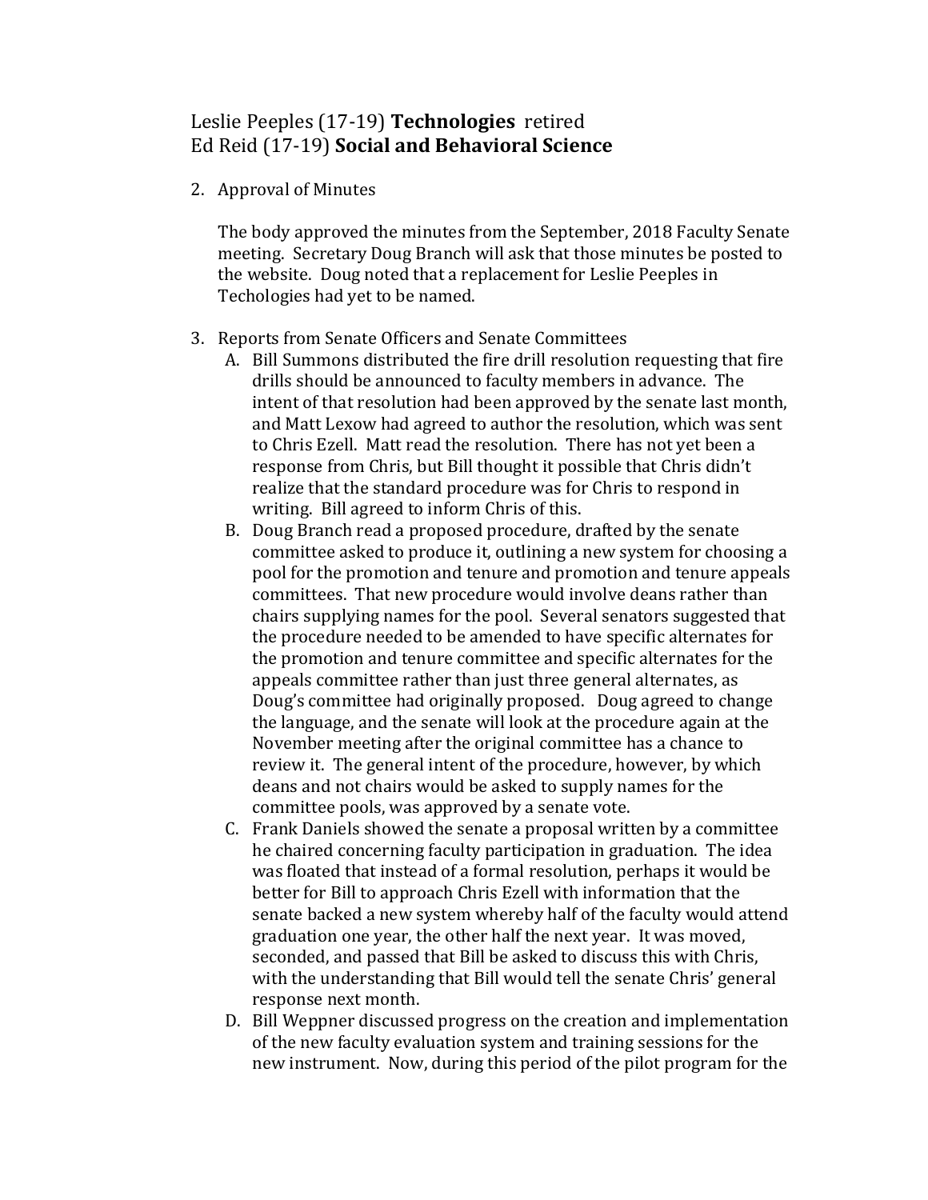Leslie Peeples (17-19) **Technologies** retired
Ed Reid (17-19) **Social and Behavioral Science**

2. Approval of Minutes

   The body approved the minutes from the September, 2018 Faculty Senate meeting. Secretary Doug Branch will ask that those minutes be posted to the website. Doug noted that a replacement for Leslie Peeples in Techologies had yet to be named.

3. Reports from Senate Officers and Senate Committees

   A. Bill Summons distributed the fire drill resolution requesting that fire drills should be announced to faculty members in advance. The intent of that resolution had been approved by the senate last month, and Matt Lexow had agreed to author the resolution, which was sent to Chris Ezell. Matt read the resolution. There has not yet been a response from Chris, but Bill thought it possible that Chris didn't realize that the standard procedure was for Chris to respond in writing. Bill agreed to inform Chris of this.

   B. Doug Branch read a proposed procedure, drafted by the senate committee asked to produce it, outlining a new system for choosing a pool for the promotion and tenure and promotion and tenure appeals committees. That new procedure would involve deans rather than chairs supplying names for the pool. Several senators suggested that the procedure needed to be amended to have specific alternates for the promotion and tenure committee and specific alternates for the appeals committee rather than just three general alternates, as Doug's committee had originally proposed. Doug agreed to change the language, and the senate will look at the procedure again at the November meeting after the original committee has a chance to review it. The general intent of the procedure, however, by which deans and not chairs would be asked to supply names for the committee pools, was approved by a senate vote.

   C. Frank Daniels showed the senate a proposal written by a committee he chaired concerning faculty participation in graduation. The idea was floated that instead of a formal resolution, perhaps it would be better for Bill to approach Chris Ezell with information that the senate backed a new system whereby half of the faculty would attend graduation one year, the other half the next year. It was moved, seconded, and passed that Bill be asked to discuss this with Chris, with the understanding that Bill would tell the senate Chris' general response next month.

   D. Bill Weppner discussed progress on the creation and implementation of the new faculty evaluation system and training sessions for the new instrument. Now, during this period of the pilot program for the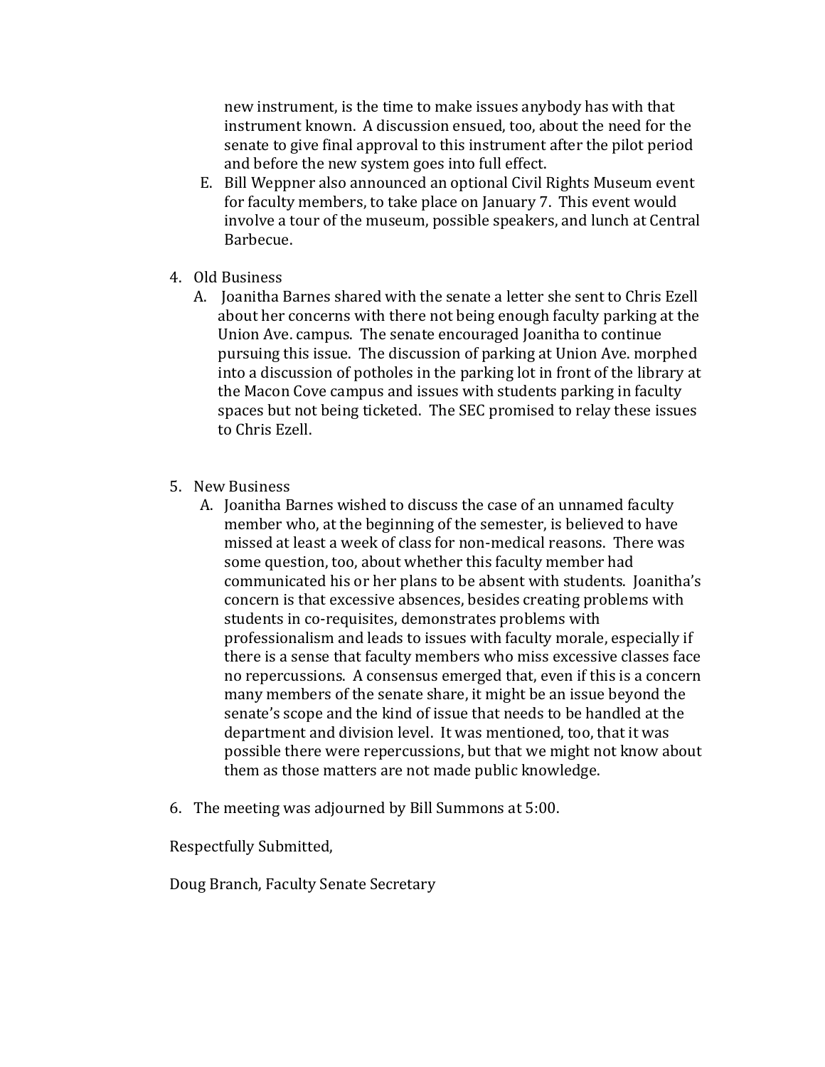new instrument, is the time to make issues anybody has with that instrument known. A discussion ensued, too, about the need for the senate to give final approval to this instrument after the pilot period and before the new system goes into full effect.

E. Bill Weppner also announced an optional Civil Rights Museum event for faculty members, to take place on January 7. This event would involve a tour of the museum, possible speakers, and lunch at Central Barbecue.

4. Old Business
   A. Joanitha Barnes shared with the senate a letter she sent to Chris Ezell about her concerns with there not being enough faculty parking at the Union Ave. campus. The senate encouraged Joanitha to continue pursuing this issue. The discussion of parking at Union Ave. morphed into a discussion of potholes in the parking lot in front of the library at the Macon Cove campus and issues with students parking in faculty spaces but not being ticketed. The SEC promised to relay these issues to Chris Ezell.

5. New Business
   A. Joanitha Barnes wished to discuss the case of an unnamed faculty member who, at the beginning of the semester, is believed to have missed at least a week of class for non-medical reasons. There was some question, too, about whether this faculty member had communicated his or her plans to be absent with students. Joanitha's concern is that excessive absences, besides creating problems with students in co-requisites, demonstrates problems with professionalism and leads to issues with faculty morale, especially if there is a sense that faculty members who miss excessive classes face no repercussions. A consensus emerged that, even if this is a concern many members of the senate share, it might be an issue beyond the senate's scope and the kind of issue that needs to be handled at the department and division level. It was mentioned, too, that it was possible there were repercussions, but that we might not know about them as those matters are not made public knowledge.

6. The meeting was adjourned by Bill Summons at 5:00.

Respectfully Submitted,

Doug Branch, Faculty Senate Secretary